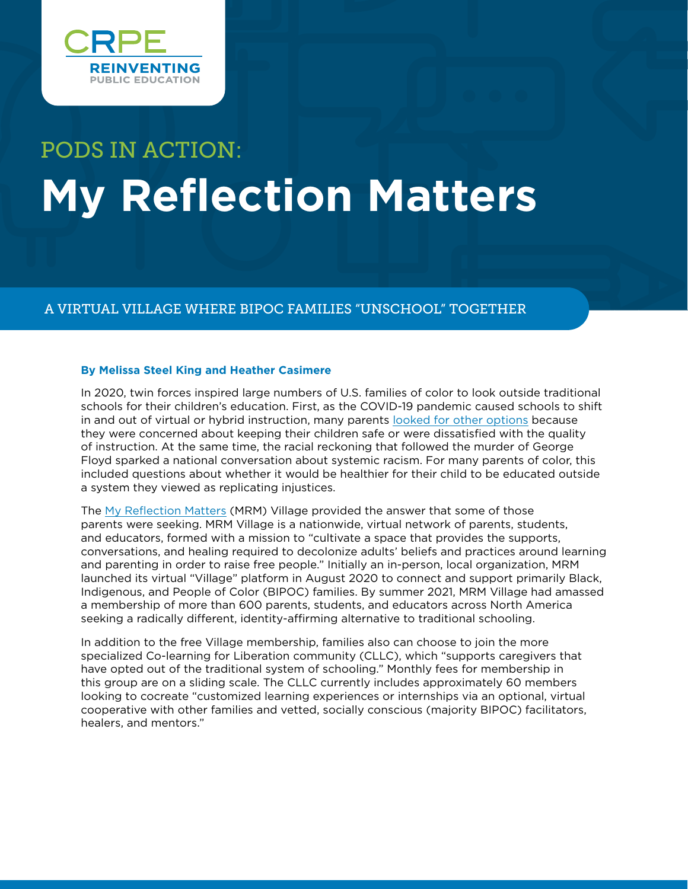CRPE
REINVENTING PUBLIC EDUCATION

PODS IN ACTION:

# My Reflection Matters

## A VIRTUAL VILLAGE WHERE BIPOC FAMILIES "UNSCHOOL" TOGETHER

**By Melissa Steel King and Heather Casimere**

In 2020, twin forces inspired large numbers of U.S. families of color to look outside traditional schools for their children's education. First, as the COVID-19 pandemic caused schools to shift in and out of virtual or hybrid instruction, many parents looked for other options because they were concerned about keeping their children safe or were dissatisfied with the quality of instruction. At the same time, the racial reckoning that followed the murder of George Floyd sparked a national conversation about systemic racism. For many parents of color, this included questions about whether it would be healthier for their child to be educated outside a system they viewed as replicating injustices.

The My Reflection Matters (MRM) Village provided the answer that some of those parents were seeking. MRM Village is a nationwide, virtual network of parents, students, and educators, formed with a mission to "cultivate a space that provides the supports, conversations, and healing required to decolonize adults' beliefs and practices around learning and parenting in order to raise free people." Initially an in-person, local organization, MRM launched its virtual "Village" platform in August 2020 to connect and support primarily Black, Indigenous, and People of Color (BIPOC) families. By summer 2021, MRM Village had amassed a membership of more than 600 parents, students, and educators across North America seeking a radically different, identity-affirming alternative to traditional schooling.

In addition to the free Village membership, families also can choose to join the more specialized Co-learning for Liberation community (CLLC), which "supports caregivers that have opted out of the traditional system of schooling." Monthly fees for membership in this group are on a sliding scale. The CLLC currently includes approximately 60 members looking to cocreate "customized learning experiences or internships via an optional, virtual cooperative with other families and vetted, socially conscious (majority BIPOC) facilitators, healers, and mentors."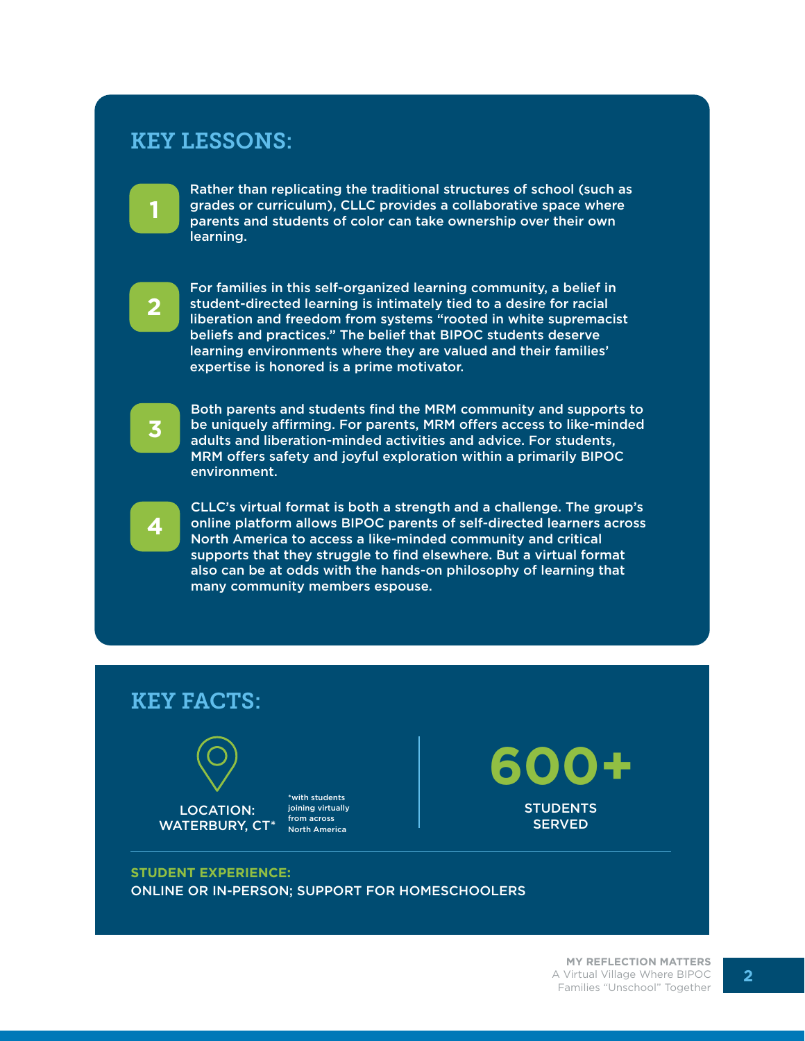## KEY LESSONS:

1. Rather than replicating the traditional structures of school (such as grades or curriculum), CLLC provides a collaborative space where parents and students of color can take ownership over their own learning.

2. For families in this self-organized learning community, a belief in student-directed learning is intimately tied to a desire for racial liberation and freedom from systems "rooted in white supremacist beliefs and practices." The belief that BIPOC students deserve learning environments where they are valued and their families' expertise is honored is a prime motivator.

3. Both parents and students find the MRM community and supports to be uniquely affirming. For parents, MRM offers access to like-minded adults and liberation-minded activities and advice. For students, MRM offers safety and joyful exploration within a primarily BIPOC environment.

4. CLLC's virtual format is both a strength and a challenge. The group's online platform allows BIPOC parents of self-directed learners across North America to access a like-minded community and critical supports that they struggle to find elsewhere. But a virtual format also can be at odds with the hands-on philosophy of learning that many community members espouse.

## KEY FACTS:

**LOCATION: WATERBURY, CT***

*with students joining virtually from across North America

**600+**
STUDENTS SERVED

**STUDENT EXPERIENCE:**
ONLINE OR IN-PERSON; SUPPORT FOR HOMESCHOOLERS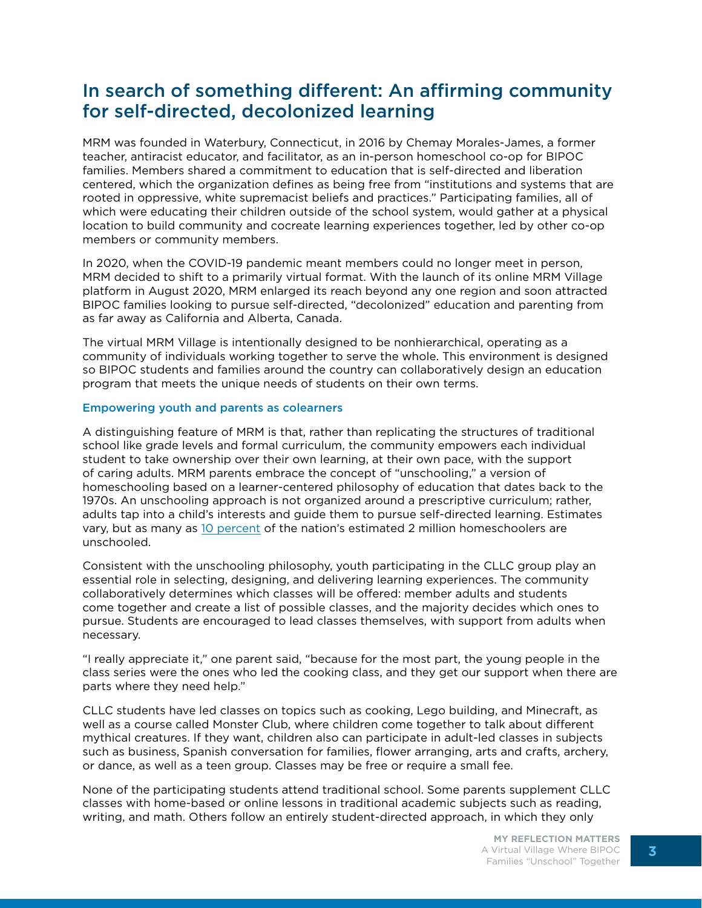## In search of something different: An affirming community for self-directed, decolonized learning

MRM was founded in Waterbury, Connecticut, in 2016 by Chemay Morales-James, a former teacher, antiracist educator, and facilitator, as an in-person homeschool co-op for BIPOC families. Members shared a commitment to education that is self-directed and liberation centered, which the organization defines as being free from "institutions and systems that are rooted in oppressive, white supremacist beliefs and practices." Participating families, all of which were educating their children outside of the school system, would gather at a physical location to build community and cocreate learning experiences together, led by other co-op members or community members.

In 2020, when the COVID-19 pandemic meant members could no longer meet in person, MRM decided to shift to a primarily virtual format. With the launch of its online MRM Village platform in August 2020, MRM enlarged its reach beyond any one region and soon attracted BIPOC families looking to pursue self-directed, "decolonized" education and parenting from as far away as California and Alberta, Canada.

The virtual MRM Village is intentionally designed to be nonhierarchical, operating as a community of individuals working together to serve the whole. This environment is designed so BIPOC students and families around the country can collaboratively design an education program that meets the unique needs of students on their own terms.

### Empowering youth and parents as colearners

A distinguishing feature of MRM is that, rather than replicating the structures of traditional school like grade levels and formal curriculum, the community empowers each individual student to take ownership over their own learning, at their own pace, with the support of caring adults. MRM parents embrace the concept of "unschooling," a version of homeschooling based on a learner-centered philosophy of education that dates back to the 1970s. An unschooling approach is not organized around a prescriptive curriculum; rather, adults tap into a child's interests and guide them to pursue self-directed learning. Estimates vary, but as many as 10 percent of the nation's estimated 2 million homeschoolers are unschooled.

Consistent with the unschooling philosophy, youth participating in the CLLC group play an essential role in selecting, designing, and delivering learning experiences. The community collaboratively determines which classes will be offered: member adults and students come together and create a list of possible classes, and the majority decides which ones to pursue. Students are encouraged to lead classes themselves, with support from adults when necessary.

"I really appreciate it," one parent said, "because for the most part, the young people in the class series were the ones who led the cooking class, and they get our support when there are parts where they need help."

CLLC students have led classes on topics such as cooking, Lego building, and Minecraft, as well as a course called Monster Club, where children come together to talk about different mythical creatures. If they want, children also can participate in adult-led classes in subjects such as business, Spanish conversation for families, flower arranging, arts and crafts, archery, or dance, as well as a teen group. Classes may be free or require a small fee.

None of the participating students attend traditional school. Some parents supplement CLLC classes with home-based or online lessons in traditional academic subjects such as reading, writing, and math. Others follow an entirely student-directed approach, in which they only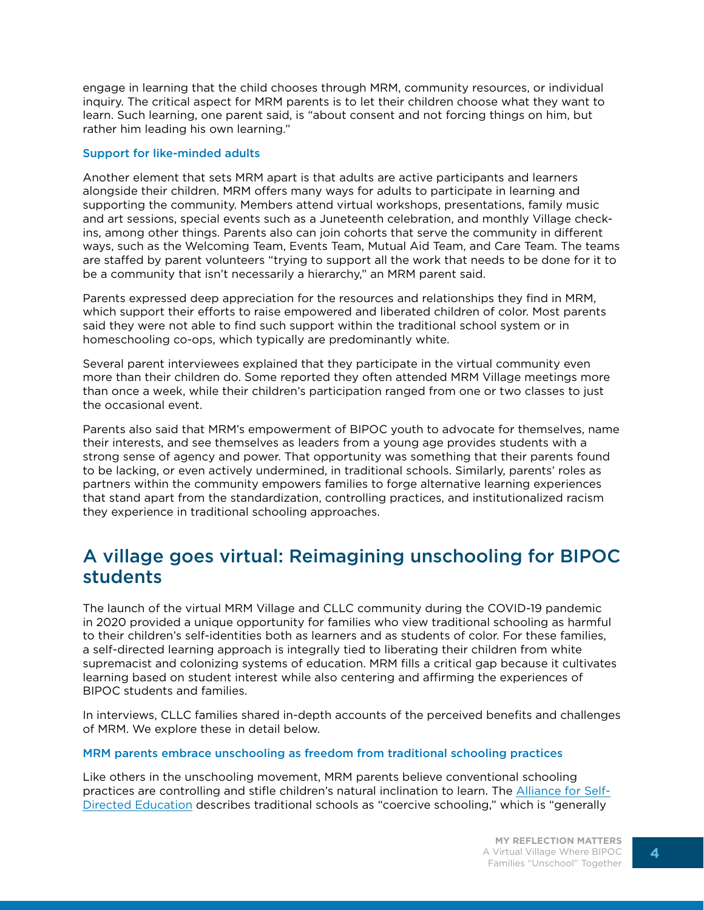engage in learning that the child chooses through MRM, community resources, or individual inquiry. The critical aspect for MRM parents is to let their children choose what they want to learn. Such learning, one parent said, is "about consent and not forcing things on him, but rather him leading his own learning."

### Support for like-minded adults

Another element that sets MRM apart is that adults are active participants and learners alongside their children. MRM offers many ways for adults to participate in learning and supporting the community. Members attend virtual workshops, presentations, family music and art sessions, special events such as a Juneteenth celebration, and monthly Village check-ins, among other things. Parents also can join cohorts that serve the community in different ways, such as the Welcoming Team, Events Team, Mutual Aid Team, and Care Team. The teams are staffed by parent volunteers "trying to support all the work that needs to be done for it to be a community that isn't necessarily a hierarchy," an MRM parent said.

Parents expressed deep appreciation for the resources and relationships they find in MRM, which support their efforts to raise empowered and liberated children of color. Most parents said they were not able to find such support within the traditional school system or in homeschooling co-ops, which typically are predominantly white.

Several parent interviewees explained that they participate in the virtual community even more than their children do. Some reported they often attended MRM Village meetings more than once a week, while their children's participation ranged from one or two classes to just the occasional event.

Parents also said that MRM's empowerment of BIPOC youth to advocate for themselves, name their interests, and see themselves as leaders from a young age provides students with a strong sense of agency and power. That opportunity was something that their parents found to be lacking, or even actively undermined, in traditional schools. Similarly, parents' roles as partners within the community empowers families to forge alternative learning experiences that stand apart from the standardization, controlling practices, and institutionalized racism they experience in traditional schooling approaches.

## A village goes virtual: Reimagining unschooling for BIPOC students

The launch of the virtual MRM Village and CLLC community during the COVID-19 pandemic in 2020 provided a unique opportunity for families who view traditional schooling as harmful to their children's self-identities both as learners and as students of color. For these families, a self-directed learning approach is integrally tied to liberating their children from white supremacist and colonizing systems of education. MRM fills a critical gap because it cultivates learning based on student interest while also centering and affirming the experiences of BIPOC students and families.

In interviews, CLLC families shared in-depth accounts of the perceived benefits and challenges of MRM. We explore these in detail below.

### MRM parents embrace unschooling as freedom from traditional schooling practices

Like others in the unschooling movement, MRM parents believe conventional schooling practices are controlling and stifle children's natural inclination to learn. The Alliance for Self-Directed Education describes traditional schools as "coercive schooling," which is "generally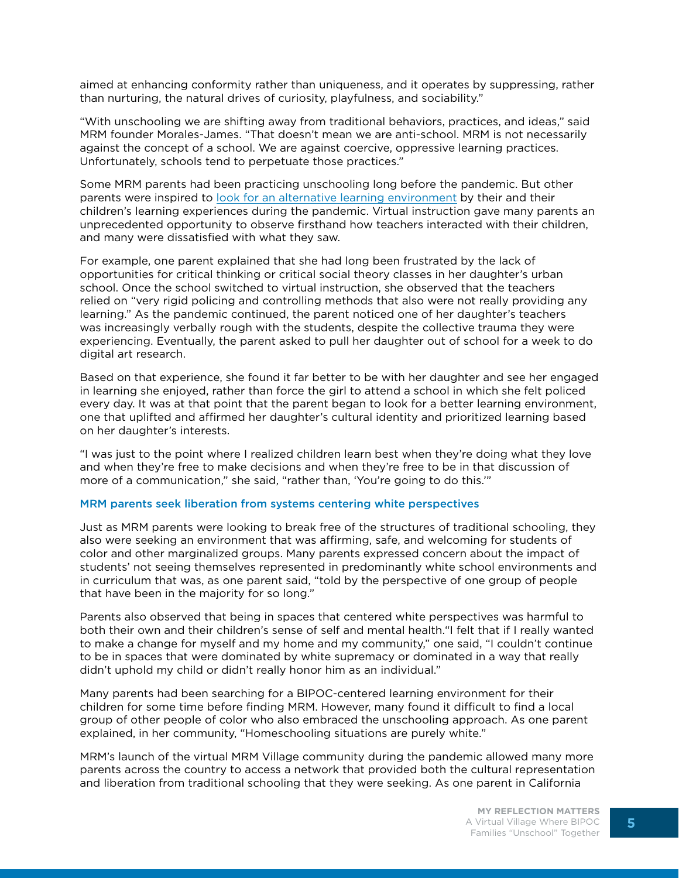aimed at enhancing conformity rather than uniqueness, and it operates by suppressing, rather than nurturing, the natural drives of curiosity, playfulness, and sociability."

"With unschooling we are shifting away from traditional behaviors, practices, and ideas," said MRM founder Morales-James. "That doesn't mean we are anti-school. MRM is not necessarily against the concept of a school. We are against coercive, oppressive learning practices. Unfortunately, schools tend to perpetuate those practices."

Some MRM parents had been practicing unschooling long before the pandemic. But other parents were inspired to look for an alternative learning environment by their and their children's learning experiences during the pandemic. Virtual instruction gave many parents an unprecedented opportunity to observe firsthand how teachers interacted with their children, and many were dissatisfied with what they saw.

For example, one parent explained that she had long been frustrated by the lack of opportunities for critical thinking or critical social theory classes in her daughter's urban school. Once the school switched to virtual instruction, she observed that the teachers relied on "very rigid policing and controlling methods that also were not really providing any learning." As the pandemic continued, the parent noticed one of her daughter's teachers was increasingly verbally rough with the students, despite the collective trauma they were experiencing. Eventually, the parent asked to pull her daughter out of school for a week to do digital art research.

Based on that experience, she found it far better to be with her daughter and see her engaged in learning she enjoyed, rather than force the girl to attend a school in which she felt policed every day. It was at that point that the parent began to look for a better learning environment, one that uplifted and affirmed her daughter's cultural identity and prioritized learning based on her daughter's interests.

"I was just to the point where I realized children learn best when they're doing what they love and when they're free to make decisions and when they're free to be in that discussion of more of a communication," she said, "rather than, 'You're going to do this.'"

### MRM parents seek liberation from systems centering white perspectives

Just as MRM parents were looking to break free of the structures of traditional schooling, they also were seeking an environment that was affirming, safe, and welcoming for students of color and other marginalized groups. Many parents expressed concern about the impact of students' not seeing themselves represented in predominantly white school environments and in curriculum that was, as one parent said, "told by the perspective of one group of people that have been in the majority for so long."

Parents also observed that being in spaces that centered white perspectives was harmful to both their own and their children's sense of self and mental health."I felt that if I really wanted to make a change for myself and my home and my community," one said, "I couldn't continue to be in spaces that were dominated by white supremacy or dominated in a way that really didn't uphold my child or didn't really honor him as an individual."

Many parents had been searching for a BIPOC-centered learning environment for their children for some time before finding MRM. However, many found it difficult to find a local group of other people of color who also embraced the unschooling approach. As one parent explained, in her community, "Homeschooling situations are purely white."

MRM's launch of the virtual MRM Village community during the pandemic allowed many more parents across the country to access a network that provided both the cultural representation and liberation from traditional schooling that they were seeking. As one parent in California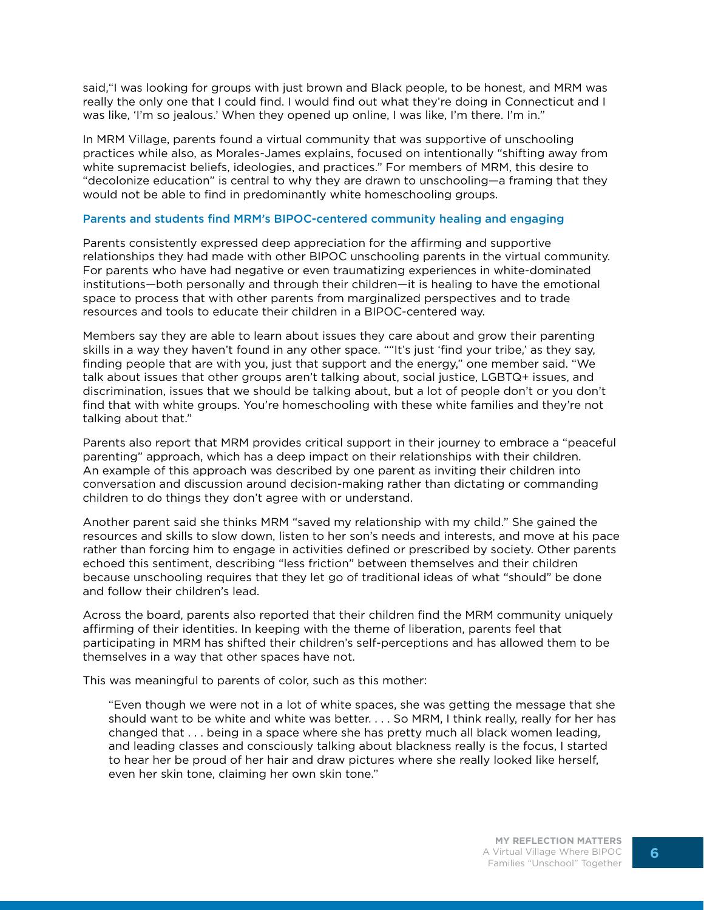said,"I was looking for groups with just brown and Black people, to be honest, and MRM was really the only one that I could find. I would find out what they're doing in Connecticut and I was like, 'I'm so jealous.' When they opened up online, I was like, I'm there. I'm in."

In MRM Village, parents found a virtual community that was supportive of unschooling practices while also, as Morales-James explains, focused on intentionally "shifting away from white supremacist beliefs, ideologies, and practices." For members of MRM, this desire to "decolonize education" is central to why they are drawn to unschooling—a framing that they would not be able to find in predominantly white homeschooling groups.

### Parents and students find MRM's BIPOC-centered community healing and engaging

Parents consistently expressed deep appreciation for the affirming and supportive relationships they had made with other BIPOC unschooling parents in the virtual community. For parents who have had negative or even traumatizing experiences in white-dominated institutions—both personally and through their children—it is healing to have the emotional space to process that with other parents from marginalized perspectives and to trade resources and tools to educate their children in a BIPOC-centered way.

Members say they are able to learn about issues they care about and grow their parenting skills in a way they haven't found in any other space. ""It's just 'find your tribe,' as they say, finding people that are with you, just that support and the energy," one member said. "We talk about issues that other groups aren't talking about, social justice, LGBTQ+ issues, and discrimination, issues that we should be talking about, but a lot of people don't or you don't find that with white groups. You're homeschooling with these white families and they're not talking about that."

Parents also report that MRM provides critical support in their journey to embrace a "peaceful parenting" approach, which has a deep impact on their relationships with their children. An example of this approach was described by one parent as inviting their children into conversation and discussion around decision-making rather than dictating or commanding children to do things they don't agree with or understand.

Another parent said she thinks MRM "saved my relationship with my child." She gained the resources and skills to slow down, listen to her son's needs and interests, and move at his pace rather than forcing him to engage in activities defined or prescribed by society. Other parents echoed this sentiment, describing "less friction" between themselves and their children because unschooling requires that they let go of traditional ideas of what "should" be done and follow their children's lead.

Across the board, parents also reported that their children find the MRM community uniquely affirming of their identities. In keeping with the theme of liberation, parents feel that participating in MRM has shifted their children's self-perceptions and has allowed them to be themselves in a way that other spaces have not.

This was meaningful to parents of color, such as this mother:

> "Even though we were not in a lot of white spaces, she was getting the message that she should want to be white and white was better. . . . So MRM, I think really, really for her has changed that . . . being in a space where she has pretty much all black women leading, and leading classes and consciously talking about blackness really is the focus, I started to hear her be proud of her hair and draw pictures where she really looked like herself, even her skin tone, claiming her own skin tone."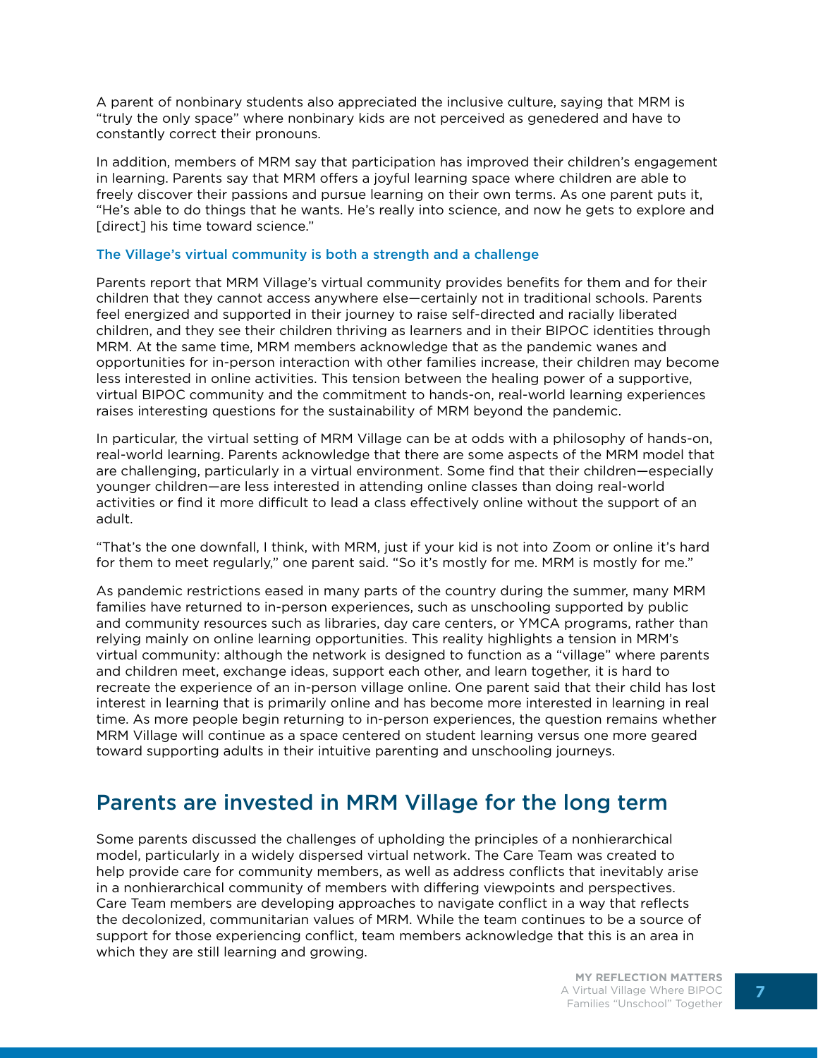A parent of nonbinary students also appreciated the inclusive culture, saying that MRM is "truly the only space" where nonbinary kids are not perceived as genedered and have to constantly correct their pronouns.

In addition, members of MRM say that participation has improved their children's engagement in learning. Parents say that MRM offers a joyful learning space where children are able to freely discover their passions and pursue learning on their own terms. As one parent puts it, "He's able to do things that he wants. He's really into science, and now he gets to explore and [direct] his time toward science."

### The Village's virtual community is both a strength and a challenge

Parents report that MRM Village's virtual community provides benefits for them and for their children that they cannot access anywhere else—certainly not in traditional schools. Parents feel energized and supported in their journey to raise self-directed and racially liberated children, and they see their children thriving as learners and in their BIPOC identities through MRM. At the same time, MRM members acknowledge that as the pandemic wanes and opportunities for in-person interaction with other families increase, their children may become less interested in online activities. This tension between the healing power of a supportive, virtual BIPOC community and the commitment to hands-on, real-world learning experiences raises interesting questions for the sustainability of MRM beyond the pandemic.

In particular, the virtual setting of MRM Village can be at odds with a philosophy of hands-on, real-world learning. Parents acknowledge that there are some aspects of the MRM model that are challenging, particularly in a virtual environment. Some find that their children—especially younger children—are less interested in attending online classes than doing real-world activities or find it more difficult to lead a class effectively online without the support of an adult.

"That's the one downfall, I think, with MRM, just if your kid is not into Zoom or online it's hard for them to meet regularly," one parent said. "So it's mostly for me. MRM is mostly for me."

As pandemic restrictions eased in many parts of the country during the summer, many MRM families have returned to in-person experiences, such as unschooling supported by public and community resources such as libraries, day care centers, or YMCA programs, rather than relying mainly on online learning opportunities. This reality highlights a tension in MRM's virtual community: although the network is designed to function as a "village" where parents and children meet, exchange ideas, support each other, and learn together, it is hard to recreate the experience of an in-person village online. One parent said that their child has lost interest in learning that is primarily online and has become more interested in learning in real time. As more people begin returning to in-person experiences, the question remains whether MRM Village will continue as a space centered on student learning versus one more geared toward supporting adults in their intuitive parenting and unschooling journeys.

## Parents are invested in MRM Village for the long term

Some parents discussed the challenges of upholding the principles of a nonhierarchical model, particularly in a widely dispersed virtual network. The Care Team was created to help provide care for community members, as well as address conflicts that inevitably arise in a nonhierarchical community of members with differing viewpoints and perspectives. Care Team members are developing approaches to navigate conflict in a way that reflects the decolonized, communitarian values of MRM. While the team continues to be a source of support for those experiencing conflict, team members acknowledge that this is an area in which they are still learning and growing.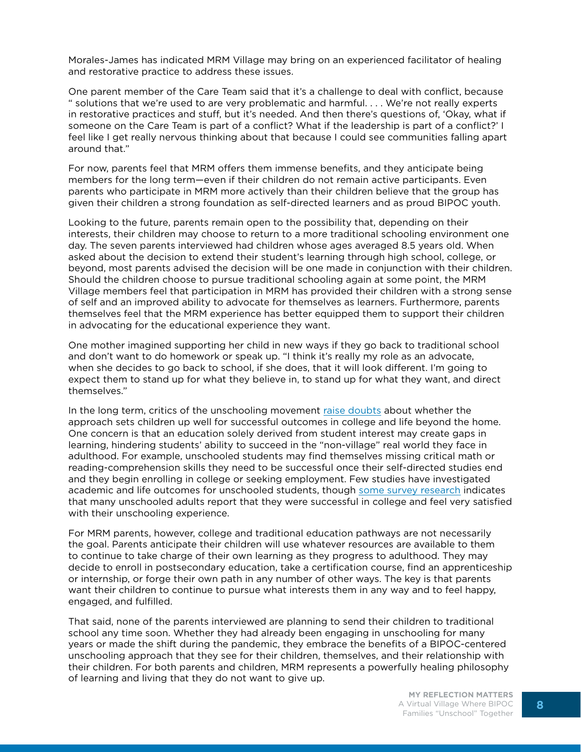Morales-James has indicated MRM Village may bring on an experienced facilitator of healing and restorative practice to address these issues.

One parent member of the Care Team said that it's a challenge to deal with conflict, because " solutions that we're used to are very problematic and harmful. . . . We're not really experts in restorative practices and stuff, but it's needed. And then there's questions of, 'Okay, what if someone on the Care Team is part of a conflict? What if the leadership is part of a conflict?' I feel like I get really nervous thinking about that because I could see communities falling apart around that."

For now, parents feel that MRM offers them immense benefits, and they anticipate being members for the long term—even if their children do not remain active participants. Even parents who participate in MRM more actively than their children believe that the group has given their children a strong foundation as self-directed learners and as proud BIPOC youth.

Looking to the future, parents remain open to the possibility that, depending on their interests, their children may choose to return to a more traditional schooling environment one day. The seven parents interviewed had children whose ages averaged 8.5 years old. When asked about the decision to extend their student's learning through high school, college, or beyond, most parents advised the decision will be one made in conjunction with their children. Should the children choose to pursue traditional schooling again at some point, the MRM Village members feel that participation in MRM has provided their children with a strong sense of self and an improved ability to advocate for themselves as learners. Furthermore, parents themselves feel that the MRM experience has better equipped them to support their children in advocating for the educational experience they want.

One mother imagined supporting her child in new ways if they go back to traditional school and don't want to do homework or speak up. "I think it's really my role as an advocate, when she decides to go back to school, if she does, that it will look different. I'm going to expect them to stand up for what they believe in, to stand up for what they want, and direct themselves."

In the long term, critics of the unschooling movement raise doubts about whether the approach sets children up well for successful outcomes in college and life beyond the home. One concern is that an education solely derived from student interest may create gaps in learning, hindering students' ability to succeed in the "non-village" real world they face in adulthood. For example, unschooled students may find themselves missing critical math or reading-comprehension skills they need to be successful once their self-directed studies end and they begin enrolling in college or seeking employment. Few studies have investigated academic and life outcomes for unschooled students, though some survey research indicates that many unschooled adults report that they were successful in college and feel very satisfied with their unschooling experience.

For MRM parents, however, college and traditional education pathways are not necessarily the goal. Parents anticipate their children will use whatever resources are available to them to continue to take charge of their own learning as they progress to adulthood. They may decide to enroll in postsecondary education, take a certification course, find an apprenticeship or internship, or forge their own path in any number of other ways. The key is that parents want their children to continue to pursue what interests them in any way and to feel happy, engaged, and fulfilled.

That said, none of the parents interviewed are planning to send their children to traditional school any time soon. Whether they had already been engaging in unschooling for many years or made the shift during the pandemic, they embrace the benefits of a BIPOC-centered unschooling approach that they see for their children, themselves, and their relationship with their children. For both parents and children, MRM represents a powerfully healing philosophy of learning and living that they do not want to give up.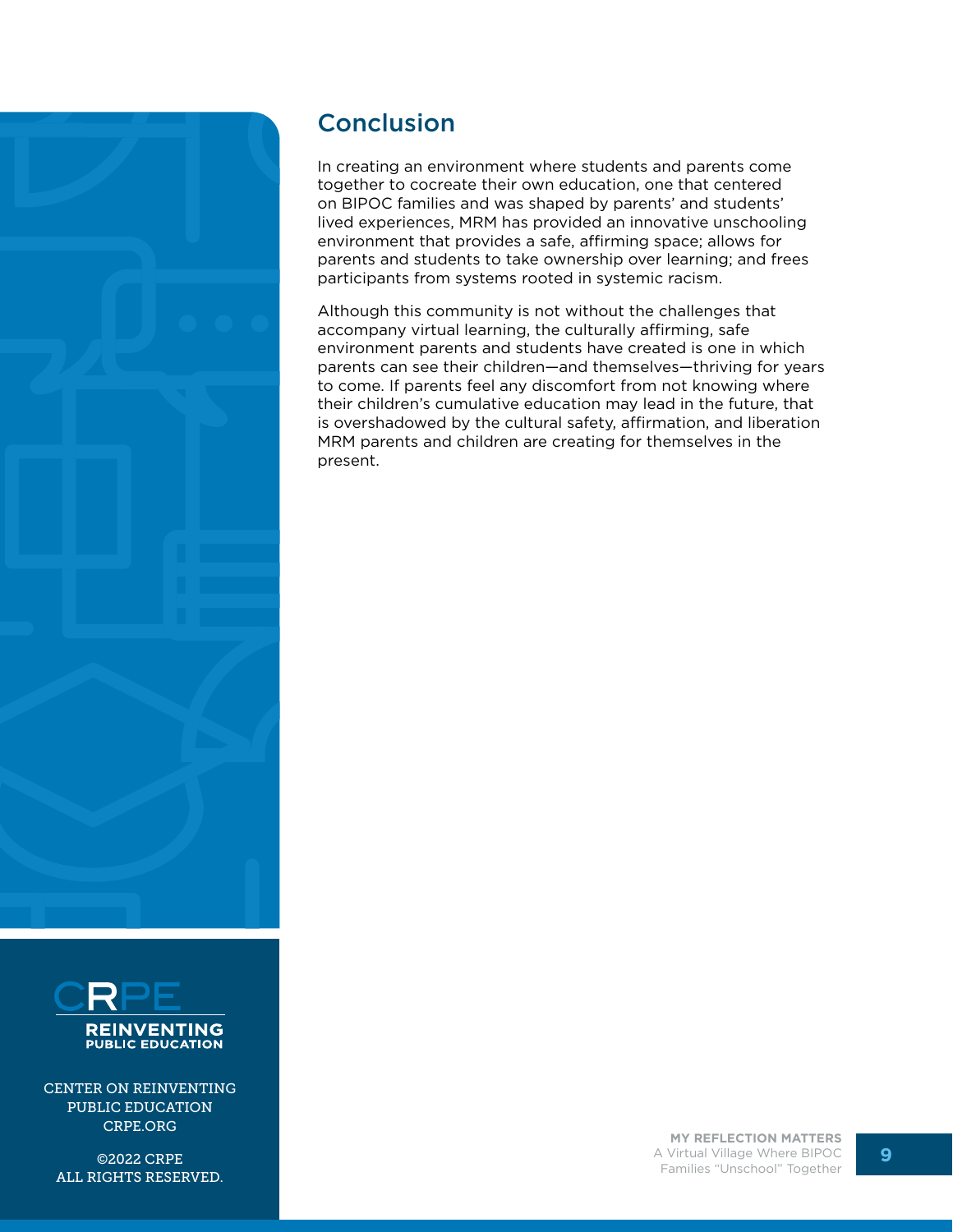## Conclusion

In creating an environment where students and parents come together to cocreate their own education, one that centered on BIPOC families and was shaped by parents' and students' lived experiences, MRM has provided an innovative unschooling environment that provides a safe, affirming space; allows for parents and students to take ownership over learning; and frees participants from systems rooted in systemic racism.

Although this community is not without the challenges that accompany virtual learning, the culturally affirming, safe environment parents and students have created is one in which parents can see their children—and themselves—thriving for years to come. If parents feel any discomfort from not knowing where their children's cumulative education may lead in the future, that is overshadowed by the cultural safety, affirmation, and liberation MRM parents and children are creating for themselves in the present.

CRPE
REINVENTING PUBLIC EDUCATION

CENTER ON REINVENTING PUBLIC EDUCATION
CRPE.ORG

©2022 CRPE
ALL RIGHTS RESERVED.